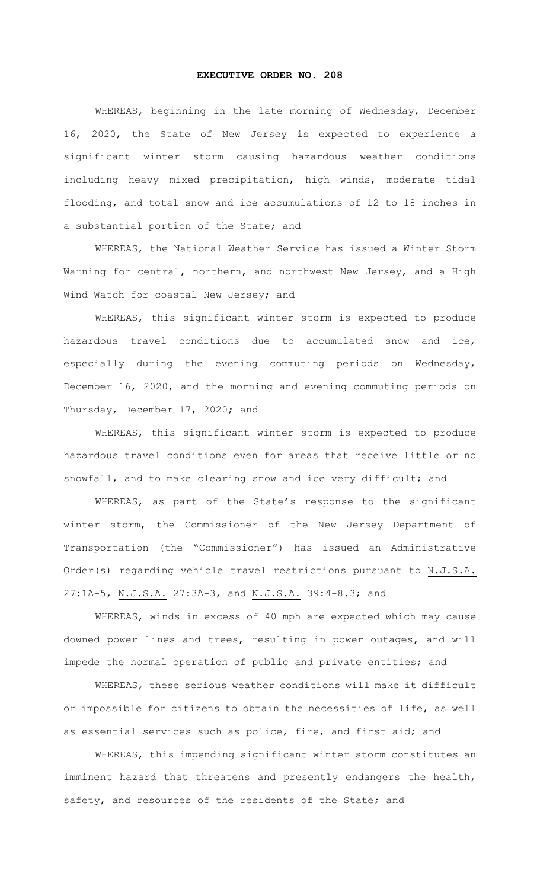# EXECUTIVE ORDER NO. 208

WHEREAS, beginning in the late morning of Wednesday, December 16, 2020, the State of New Jersey is expected to experience a significant winter storm causing hazardous weather conditions including heavy mixed precipitation, high winds, moderate tidal flooding, and total snow and ice accumulations of 12 to 18 inches in a substantial portion of the State; and

WHEREAS, the National Weather Service has issued a Winter Storm Warning for central, northern, and northwest New Jersey, and a High Wind Watch for coastal New Jersey; and

WHEREAS, this significant winter storm is expected to produce hazardous travel conditions due to accumulated snow and ice, especially during the evening commuting periods on Wednesday, December 16, 2020, and the morning and evening commuting periods on Thursday, December 17, 2020; and

WHEREAS, this significant winter storm is expected to produce hazardous travel conditions even for areas that receive little or no snowfall, and to make clearing snow and ice very difficult; and

WHEREAS, as part of the State's response to the significant winter storm, the Commissioner of the New Jersey Department of Transportation (the "Commissioner") has issued an Administrative Order(s) regarding vehicle travel restrictions pursuant to N.J.S.A. 27:1A-5, N.J.S.A. 27:3A-3, and N.J.S.A. 39:4-8.3; and

WHEREAS, winds in excess of 40 mph are expected which may cause downed power lines and trees, resulting in power outages, and will impede the normal operation of public and private entities; and

WHEREAS, these serious weather conditions will make it difficult or impossible for citizens to obtain the necessities of life, as well as essential services such as police, fire, and first aid; and

WHEREAS, this impending significant winter storm constitutes an imminent hazard that threatens and presently endangers the health, safety, and resources of the residents of the State; and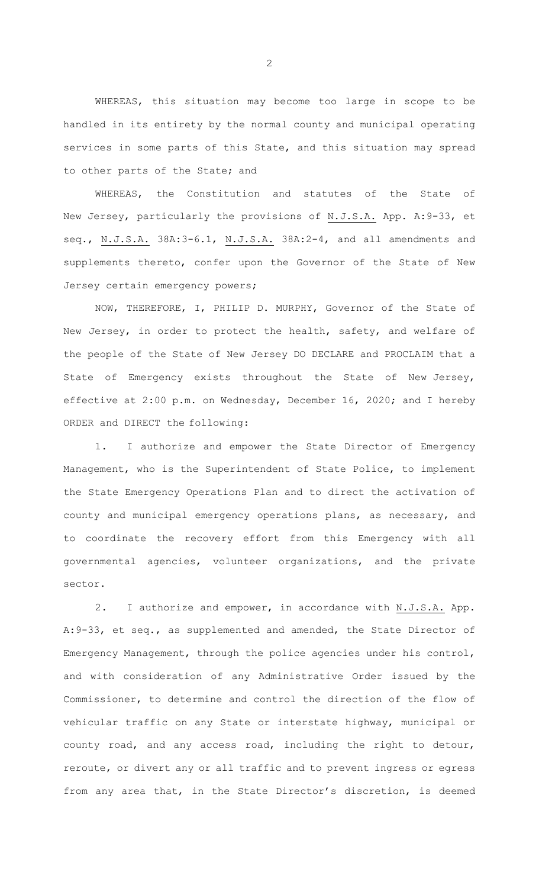WHEREAS, this situation may become too large in scope to be handled in its entirety by the normal county and municipal operating services in some parts of this State, and this situation may spread to other parts of the State; and

WHEREAS, the Constitution and statutes of the State of New Jersey, particularly the provisions of N.J.S.A. App. A:9-33, et seq., N.J.S.A. 38A:3-6.1, N.J.S.A. 38A:2-4, and all amendments and supplements thereto, confer upon the Governor of the State of New Jersey certain emergency powers;

NOW, THEREFORE, I, PHILIP D. MURPHY, Governor of the State of New Jersey, in order to protect the health, safety, and welfare of the people of the State of New Jersey DO DECLARE and PROCLAIM that a State of Emergency exists throughout the State of New Jersey, effective at 2:00 p.m. on Wednesday, December 16, 2020; and I hereby ORDER and DIRECT the following:

1. I authorize and empower the State Director of Emergency Management, who is the Superintendent of State Police, to implement the State Emergency Operations Plan and to direct the activation of county and municipal emergency operations plans, as necessary, and to coordinate the recovery effort from this Emergency with all governmental agencies, volunteer organizations, and the private sector.

2. I authorize and empower, in accordance with N.J.S.A. App. A:9-33, et seq., as supplemented and amended, the State Director of Emergency Management, through the police agencies under his control, and with consideration of any Administrative Order issued by the Commissioner, to determine and control the direction of the flow of vehicular traffic on any State or interstate highway, municipal or county road, and any access road, including the right to detour, reroute, or divert any or all traffic and to prevent ingress or egress from any area that, in the State Director's discretion, is deemed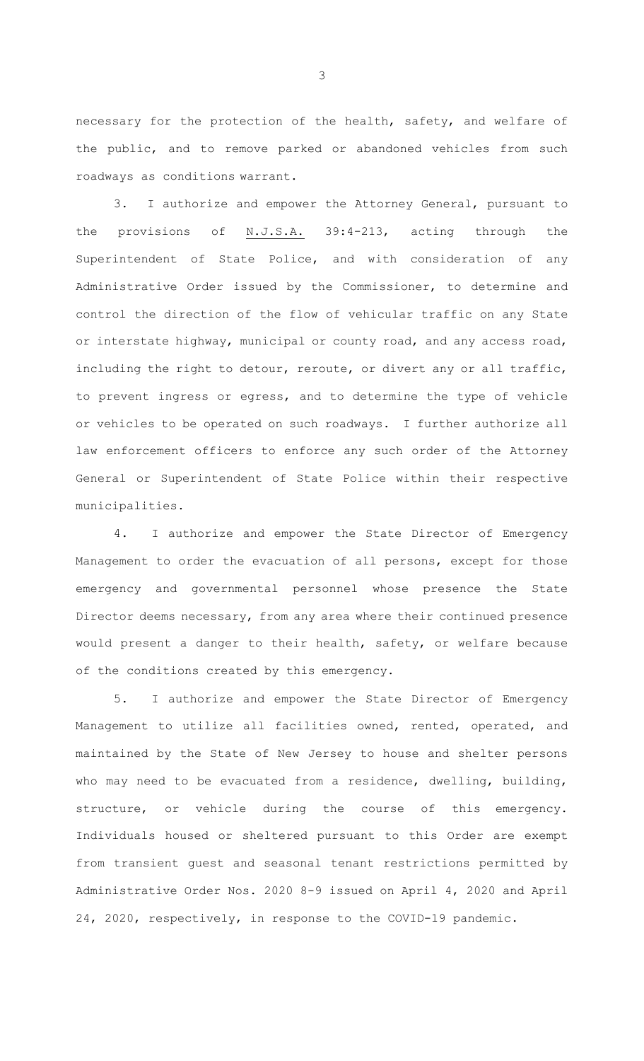necessary for the protection of the health, safety, and welfare of the public, and to remove parked or abandoned vehicles from such roadways as conditions warrant.

3. I authorize and empower the Attorney General, pursuant to the provisions of N.J.S.A. 39:4-213, acting through the Superintendent of State Police, and with consideration of any Administrative Order issued by the Commissioner, to determine and control the direction of the flow of vehicular traffic on any State or interstate highway, municipal or county road, and any access road, including the right to detour, reroute, or divert any or all traffic, to prevent ingress or egress, and to determine the type of vehicle or vehicles to be operated on such roadways. I further authorize all law enforcement officers to enforce any such order of the Attorney General or Superintendent of State Police within their respective municipalities.

4. I authorize and empower the State Director of Emergency Management to order the evacuation of all persons, except for those emergency and governmental personnel whose presence the State Director deems necessary, from any area where their continued presence would present a danger to their health, safety, or welfare because of the conditions created by this emergency.

5. I authorize and empower the State Director of Emergency Management to utilize all facilities owned, rented, operated, and maintained by the State of New Jersey to house and shelter persons who may need to be evacuated from a residence, dwelling, building, structure, or vehicle during the course of this emergency. Individuals housed or sheltered pursuant to this Order are exempt from transient guest and seasonal tenant restrictions permitted by Administrative Order Nos. 2020 8-9 issued on April 4, 2020 and April 24, 2020, respectively, in response to the COVID-19 pandemic.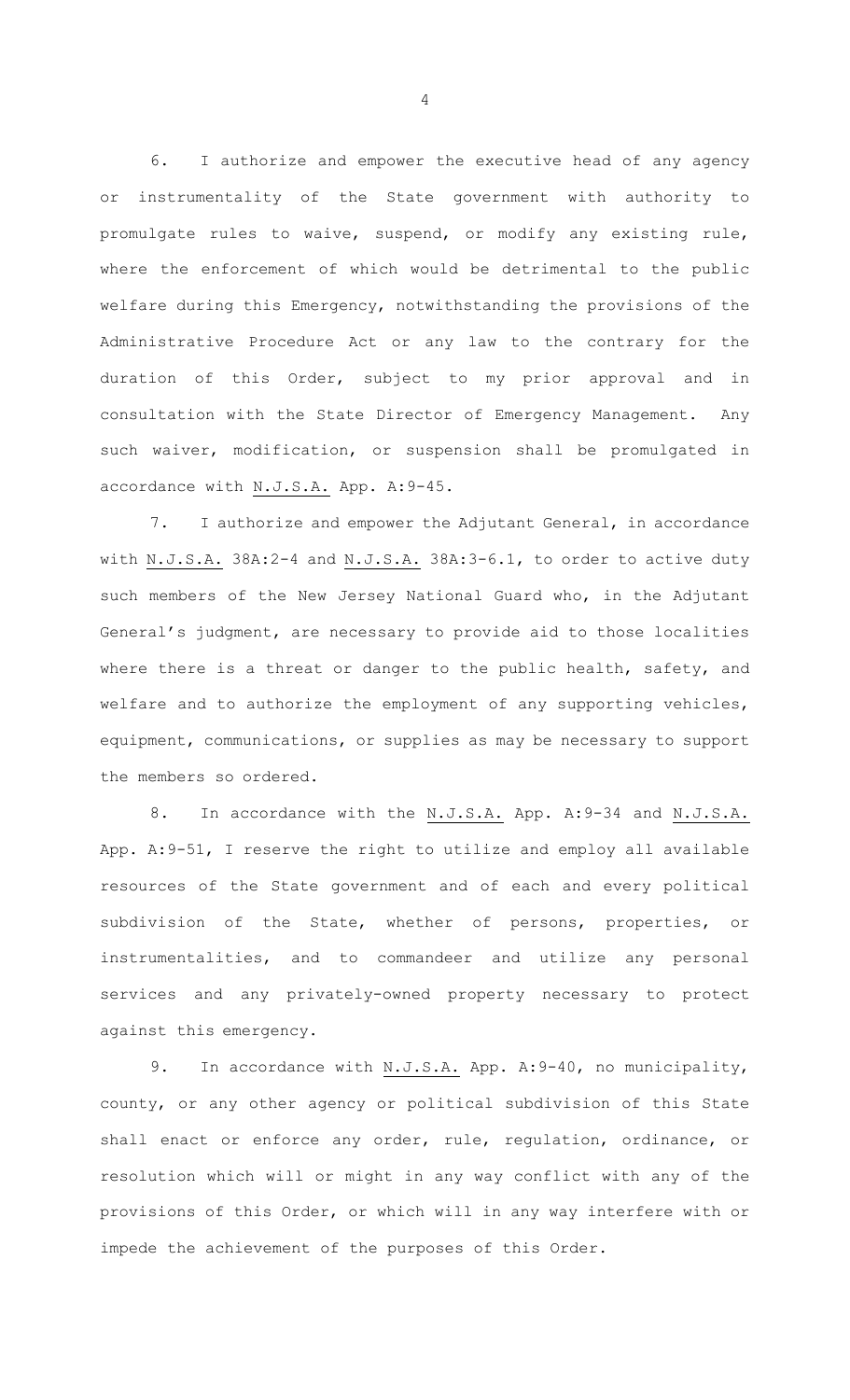6. I authorize and empower the executive head of any agency or instrumentality of the State government with authority to promulgate rules to waive, suspend, or modify any existing rule, where the enforcement of which would be detrimental to the public welfare during this Emergency, notwithstanding the provisions of the Administrative Procedure Act or any law to the contrary for the duration of this Order, subject to my prior approval and in consultation with the State Director of Emergency Management. Any such waiver, modification, or suspension shall be promulgated in accordance with N.J.S.A. App. A:9-45.

7. I authorize and empower the Adjutant General, in accordance with N.J.S.A. 38A:2-4 and N.J.S.A. 38A:3-6.1, to order to active duty such members of the New Jersey National Guard who, in the Adjutant General's judgment, are necessary to provide aid to those localities where there is a threat or danger to the public health, safety, and welfare and to authorize the employment of any supporting vehicles, equipment, communications, or supplies as may be necessary to support the members so ordered.

8. In accordance with the N.J.S.A. App. A:9-34 and N.J.S.A. App. A:9-51, I reserve the right to utilize and employ all available resources of the State government and of each and every political subdivision of the State, whether of persons, properties, or instrumentalities, and to commandeer and utilize any personal services and any privately-owned property necessary to protect against this emergency.

9. In accordance with N.J.S.A. App. A:9-40, no municipality, county, or any other agency or political subdivision of this State shall enact or enforce any order, rule, regulation, ordinance, or resolution which will or might in any way conflict with any of the provisions of this Order, or which will in any way interfere with or impede the achievement of the purposes of this Order.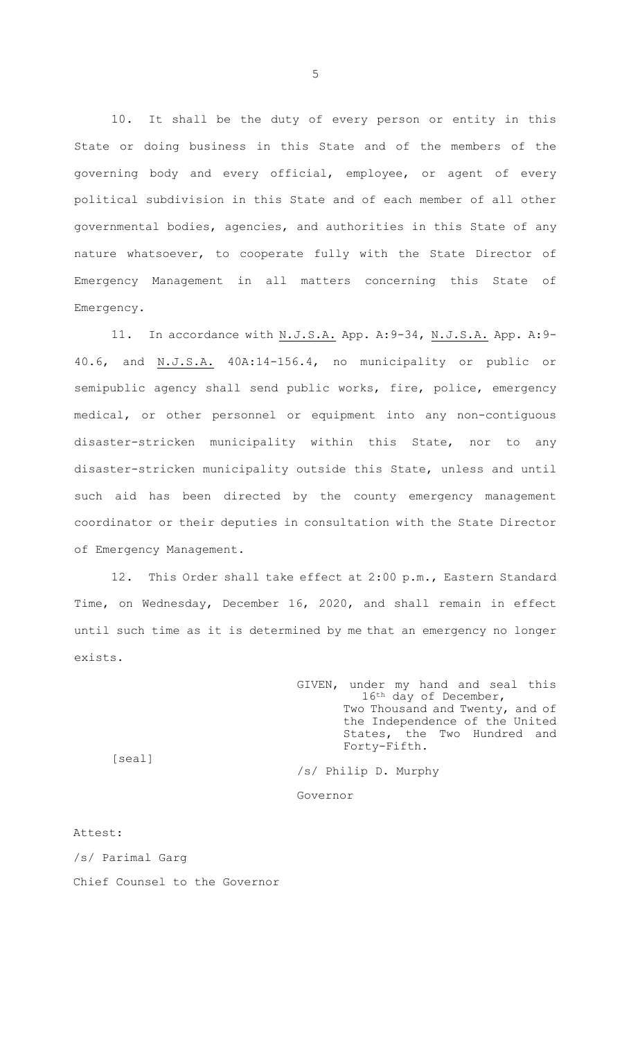10. It shall be the duty of every person or entity in this State or doing business in this State and of the members of the governing body and every official, employee, or agent of every political subdivision in this State and of each member of all other governmental bodies, agencies, and authorities in this State of any nature whatsoever, to cooperate fully with the State Director of Emergency Management in all matters concerning this State of Emergency.

11. In accordance with N.J.S.A. App. A:9-34, N.J.S.A. App. A:9-40.6, and N.J.S.A. 40A:14-156.4, no municipality or public or semipublic agency shall send public works, fire, police, emergency medical, or other personnel or equipment into any non-contiguous disaster-stricken municipality within this State, nor to any disaster-stricken municipality outside this State, unless and until such aid has been directed by the county emergency management coordinator or their deputies in consultation with the State Director of Emergency Management.

12. This Order shall take effect at 2:00 p.m., Eastern Standard Time, on Wednesday, December 16, 2020, and shall remain in effect until such time as it is determined by me that an emergency no longer exists.

GIVEN, under my hand and seal this 16th day of December, Two Thousand and Twenty, and of the Independence of the United States, the Two Hundred and Forty-Fifth.

[seal]

/s/ Philip D. Murphy

Governor

Attest:

/s/ Parimal Garg

Chief Counsel to the Governor